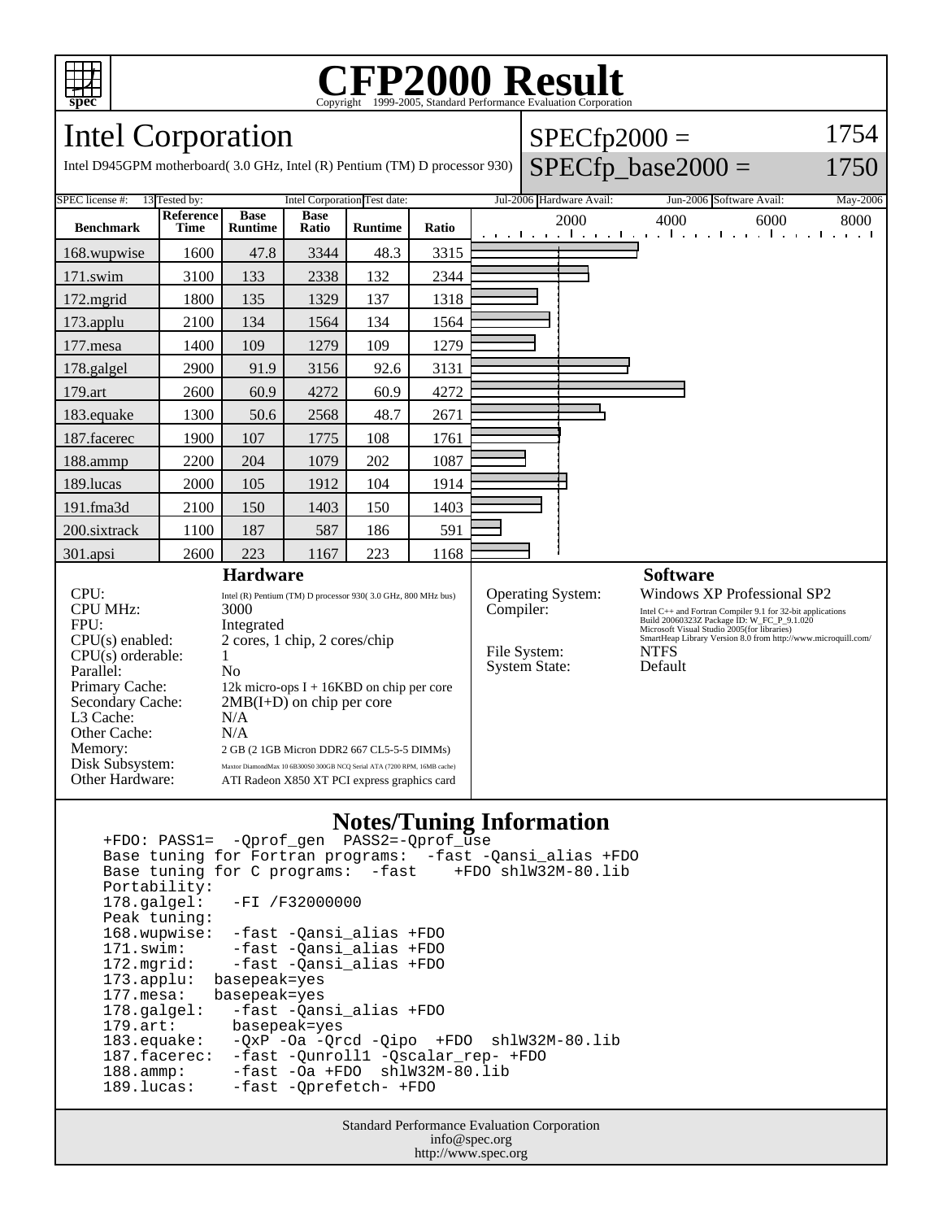# CFP2000 Result

Copyright 1999-2005, Standard Performance Evaluation Corporation

## Intel Corporation

Intel D945GPM motherboard( 3.0 GHz, Intel (R) Pentium (TM) D processor 930)

SPECfp2000 = 1754

SPECfp_base2000 = 1750

SPEC license #: 13 | Tested by: Intel Corporation | Test date: Jul-2006 | Hardware Avail: Jun-2006 | Software Avail: May-2006

| Benchmark | Reference Time | Base Runtime | Base Ratio | Runtime | Ratio |
|---|---|---|---|---|---|
| 168.wupwise | 1600 | 47.8 | 3344 | 48.3 | 3315 |
| 171.swim | 3100 | 133 | 2338 | 132 | 2344 |
| 172.mgrid | 1800 | 135 | 1329 | 137 | 1318 |
| 173.applu | 2100 | 134 | 1564 | 134 | 1564 |
| 177.mesa | 1400 | 109 | 1279 | 109 | 1279 |
| 178.galgel | 2900 | 91.9 | 3156 | 92.6 | 3131 |
| 179.art | 2600 | 60.9 | 4272 | 60.9 | 4272 |
| 183.equake | 1300 | 50.6 | 2568 | 48.7 | 2671 |
| 187.facerec | 1900 | 107 | 1775 | 108 | 1761 |
| 188.ammp | 2200 | 204 | 1079 | 202 | 1087 |
| 189.lucas | 2000 | 105 | 1912 | 104 | 1914 |
| 191.fma3d | 2100 | 150 | 1403 | 150 | 1403 |
| 200.sixtrack | 1100 | 187 | 587 | 186 | 591 |
| 301.apsi | 2600 | 223 | 1167 | 223 | 1168 |

### Hardware

| | |
|---|---|
| CPU: | Intel (R) Pentium (TM) D processor 930( 3.0 GHz, 800 MHz bus) |
| CPU MHz: | 3000 |
| FPU: | Integrated |
| CPU(s) enabled: | 2 cores, 1 chip, 2 cores/chip |
| CPU(s) orderable: | 1 |
| Parallel: | No |
| Primary Cache: | 12k micro-ops I + 16KBD on chip per core |
| Secondary Cache: | 2MB(I+D) on chip per core |
| L3 Cache: | N/A |
| Other Cache: | N/A |
| Memory: | 2 GB (2 1GB Micron DDR2 667 CL5-5-5 DIMMs) |
| Disk Subsystem: | Maxtor DiamondMax 10 6B300S0 300GB NCQ Serial ATA (7200 RPM, 16MB cache) |
| Other Hardware: | ATI Radeon X850 XT PCI express graphics card |

### Software

| | |
|---|---|
| Operating System: | Windows XP Professional SP2 |
| Compiler: | Intel C++ and Fortran Compiler 9.1 for 32-bit applications Build 20060323Z Package ID: W_FC_P_9.1.020 Microsoft Visual Studio 2005(for libraries) SmartHeap Library Version 8.0 from http://www.microquill.com/ |
| File System: | NTFS |
| System State: | Default |

### Notes/Tuning Information

```
+FDO: PASS1=  -Qprof_gen  PASS2=-Qprof_use
Base tuning for Fortran programs:  -fast -Qansi_alias +FDO
Base tuning for C programs:  -fast    +FDO shlW32M-80.lib
Portability:
178.galgel:   -FI /F32000000
Peak tuning:
168.wupwise:  -fast -Qansi_alias +FDO
171.swim:     -fast -Qansi_alias +FDO
172.mgrid:    -fast -Qansi_alias +FDO
173.applu:  basepeak=yes
177.mesa:   basepeak=yes
178.galgel:   -fast -Qansi_alias +FDO
179.art:      basepeak=yes
183.equake:   -QxP -Oa -Qrcd -Qipo  +FDO  shlW32M-80.lib
187.facerec:  -fast -Qunroll1 -Qscalar_rep- +FDO
188.ammp:     -fast -Oa +FDO  shlW32M-80.lib
189.lucas:    -fast -Qprefetch- +FDO
```

Standard Performance Evaluation Corporation
info@spec.org
http://www.spec.org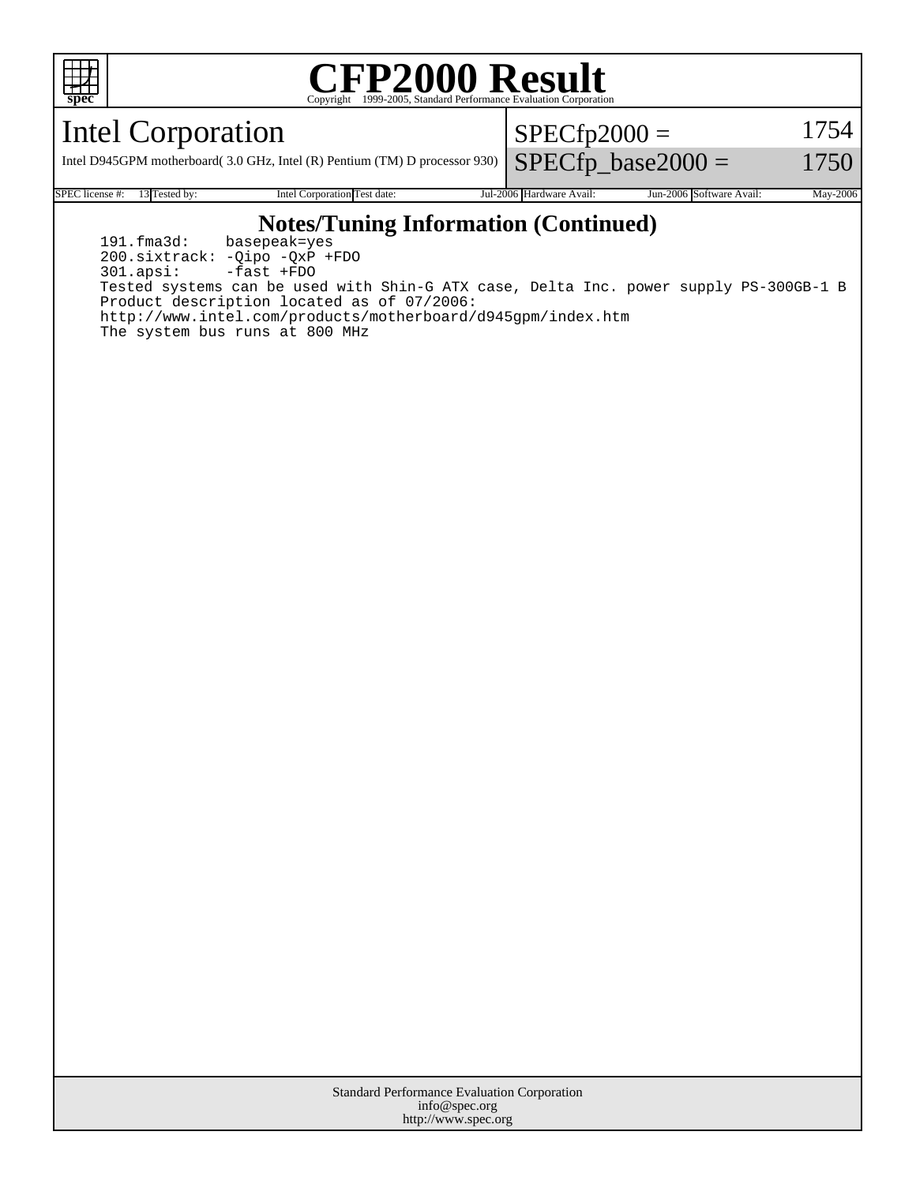# CFP2000 Result

Copyright 1999-2005, Standard Performance Evaluation Corporation

## Intel Corporation

Intel D945GPM motherboard( 3.0 GHz, Intel (R) Pentium (TM) D processor 930)

SPECfp2000 = 1754

SPECfp_base2000 = 1750

| SPEC license #: | 13 | Tested by: | Intel Corporation | Test date: | Jul-2006 | Hardware Avail: | Jun-2006 | Software Avail: | May-2006 |
|---|---|---|---|---|---|---|---|---|---|

### Notes/Tuning Information (Continued)

```
191.fma3d:    basepeak=yes
200.sixtrack: -Qipo -QxP +FDO
301.apsi:     -fast +FDO
Tested systems can be used with Shin-G ATX case, Delta Inc. power supply PS-300GB-1 B
Product description located as of 07/2006:
http://www.intel.com/products/motherboard/d945gpm/index.htm
The system bus runs at 800 MHz
```

Standard Performance Evaluation Corporation
info@spec.org
http://www.spec.org